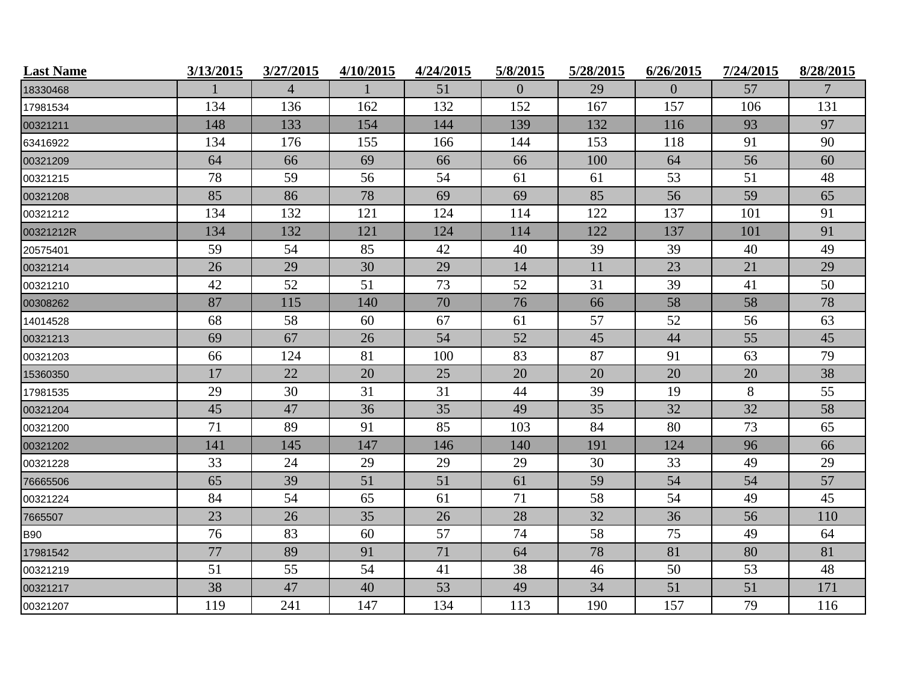| Last Name | 3/13/2015 | 3/27/2015 | 4/10/2015 | 4/24/2015 | 5/8/2015 | 5/28/2015 | 6/26/2015 | 7/24/2015 | 8/28/2015 |
|---|---|---|---|---|---|---|---|---|---|
| 18330468 | 1 | 4 | 1 | 51 | 0 | 29 | 0 | 57 | 7 |
| 17981534 | 134 | 136 | 162 | 132 | 152 | 167 | 157 | 106 | 131 |
| 00321211 | 148 | 133 | 154 | 144 | 139 | 132 | 116 | 93 | 97 |
| 63416922 | 134 | 176 | 155 | 166 | 144 | 153 | 118 | 91 | 90 |
| 00321209 | 64 | 66 | 69 | 66 | 66 | 100 | 64 | 56 | 60 |
| 00321215 | 78 | 59 | 56 | 54 | 61 | 61 | 53 | 51 | 48 |
| 00321208 | 85 | 86 | 78 | 69 | 69 | 85 | 56 | 59 | 65 |
| 00321212 | 134 | 132 | 121 | 124 | 114 | 122 | 137 | 101 | 91 |
| 00321212R | 134 | 132 | 121 | 124 | 114 | 122 | 137 | 101 | 91 |
| 20575401 | 59 | 54 | 85 | 42 | 40 | 39 | 39 | 40 | 49 |
| 00321214 | 26 | 29 | 30 | 29 | 14 | 11 | 23 | 21 | 29 |
| 00321210 | 42 | 52 | 51 | 73 | 52 | 31 | 39 | 41 | 50 |
| 00308262 | 87 | 115 | 140 | 70 | 76 | 66 | 58 | 58 | 78 |
| 14014528 | 68 | 58 | 60 | 67 | 61 | 57 | 52 | 56 | 63 |
| 00321213 | 69 | 67 | 26 | 54 | 52 | 45 | 44 | 55 | 45 |
| 00321203 | 66 | 124 | 81 | 100 | 83 | 87 | 91 | 63 | 79 |
| 15360350 | 17 | 22 | 20 | 25 | 20 | 20 | 20 | 20 | 38 |
| 17981535 | 29 | 30 | 31 | 31 | 44 | 39 | 19 | 8 | 55 |
| 00321204 | 45 | 47 | 36 | 35 | 49 | 35 | 32 | 32 | 58 |
| 00321200 | 71 | 89 | 91 | 85 | 103 | 84 | 80 | 73 | 65 |
| 00321202 | 141 | 145 | 147 | 146 | 140 | 191 | 124 | 96 | 66 |
| 00321228 | 33 | 24 | 29 | 29 | 29 | 30 | 33 | 49 | 29 |
| 76665506 | 65 | 39 | 51 | 51 | 61 | 59 | 54 | 54 | 57 |
| 00321224 | 84 | 54 | 65 | 61 | 71 | 58 | 54 | 49 | 45 |
| 7665507 | 23 | 26 | 35 | 26 | 28 | 32 | 36 | 56 | 110 |
| B90 | 76 | 83 | 60 | 57 | 74 | 58 | 75 | 49 | 64 |
| 17981542 | 77 | 89 | 91 | 71 | 64 | 78 | 81 | 80 | 81 |
| 00321219 | 51 | 55 | 54 | 41 | 38 | 46 | 50 | 53 | 48 |
| 00321217 | 38 | 47 | 40 | 53 | 49 | 34 | 51 | 51 | 171 |
| 00321207 | 119 | 241 | 147 | 134 | 113 | 190 | 157 | 79 | 116 |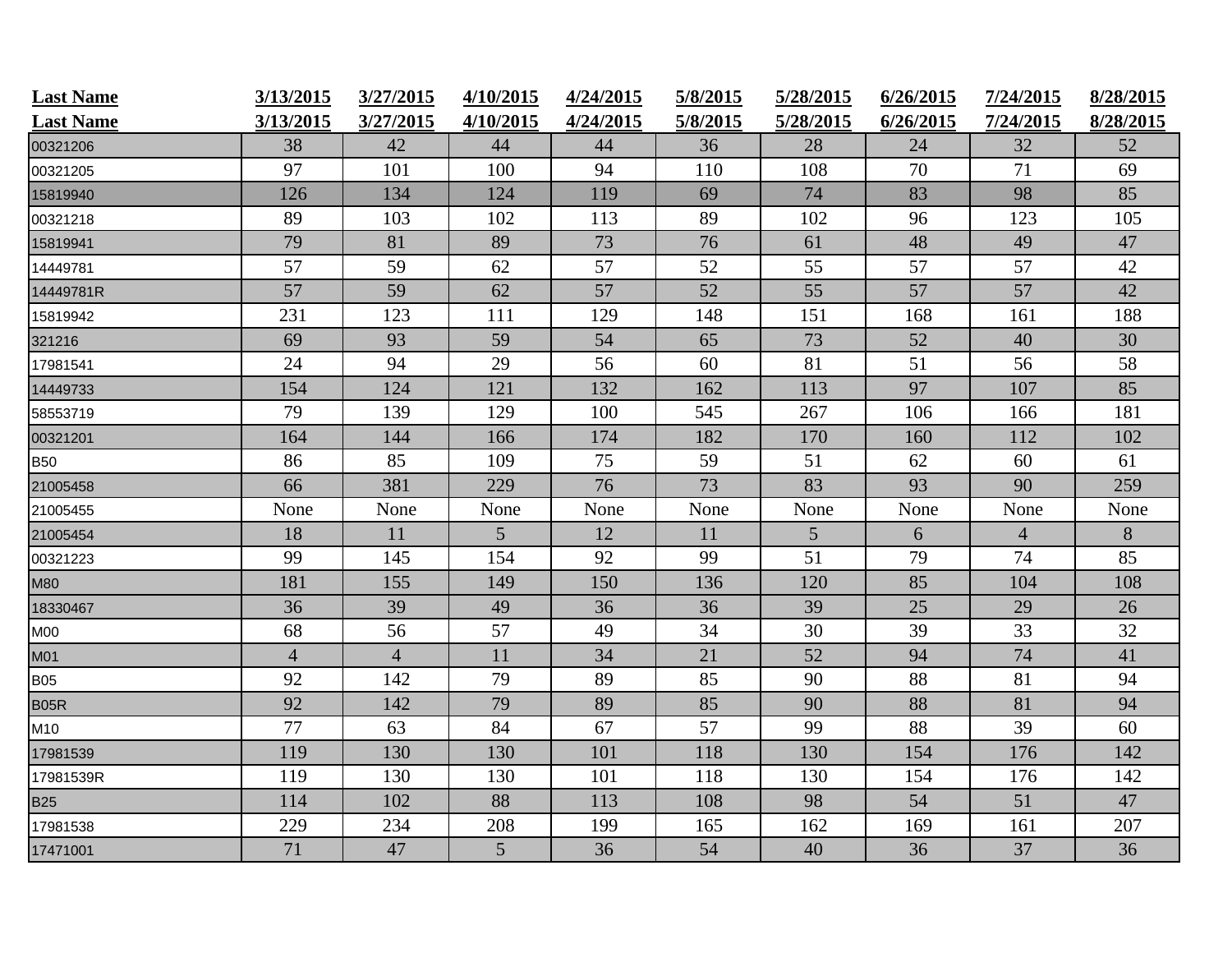| Last Name | 3/13/2015 | 3/27/2015 | 4/10/2015 | 4/24/2015 | 5/8/2015 | 5/28/2015 | 6/26/2015 | 7/24/2015 | 8/28/2015 |
|---|---|---|---|---|---|---|---|---|---|
| Last Name | 3/13/2015 | 3/27/2015 | 4/10/2015 | 4/24/2015 | 5/8/2015 | 5/28/2015 | 6/26/2015 | 7/24/2015 | 8/28/2015 |
| 00321206 | 38 | 42 | 44 | 44 | 36 | 28 | 24 | 32 | 52 |
| 00321205 | 97 | 101 | 100 | 94 | 110 | 108 | 70 | 71 | 69 |
| 15819940 | 126 | 134 | 124 | 119 | 69 | 74 | 83 | 98 | 85 |
| 00321218 | 89 | 103 | 102 | 113 | 89 | 102 | 96 | 123 | 105 |
| 15819941 | 79 | 81 | 89 | 73 | 76 | 61 | 48 | 49 | 47 |
| 14449781 | 57 | 59 | 62 | 57 | 52 | 55 | 57 | 57 | 42 |
| 14449781R | 57 | 59 | 62 | 57 | 52 | 55 | 57 | 57 | 42 |
| 15819942 | 231 | 123 | 111 | 129 | 148 | 151 | 168 | 161 | 188 |
| 321216 | 69 | 93 | 59 | 54 | 65 | 73 | 52 | 40 | 30 |
| 17981541 | 24 | 94 | 29 | 56 | 60 | 81 | 51 | 56 | 58 |
| 14449733 | 154 | 124 | 121 | 132 | 162 | 113 | 97 | 107 | 85 |
| 58553719 | 79 | 139 | 129 | 100 | 545 | 267 | 106 | 166 | 181 |
| 00321201 | 164 | 144 | 166 | 174 | 182 | 170 | 160 | 112 | 102 |
| B50 | 86 | 85 | 109 | 75 | 59 | 51 | 62 | 60 | 61 |
| 21005458 | 66 | 381 | 229 | 76 | 73 | 83 | 93 | 90 | 259 |
| 21005455 | None | None | None | None | None | None | None | None | None |
| 21005454 | 18 | 11 | 5 | 12 | 11 | 5 | 6 | 4 | 8 |
| 00321223 | 99 | 145 | 154 | 92 | 99 | 51 | 79 | 74 | 85 |
| M80 | 181 | 155 | 149 | 150 | 136 | 120 | 85 | 104 | 108 |
| 18330467 | 36 | 39 | 49 | 36 | 36 | 39 | 25 | 29 | 26 |
| M00 | 68 | 56 | 57 | 49 | 34 | 30 | 39 | 33 | 32 |
| M01 | 4 | 4 | 11 | 34 | 21 | 52 | 94 | 74 | 41 |
| B05 | 92 | 142 | 79 | 89 | 85 | 90 | 88 | 81 | 94 |
| B05R | 92 | 142 | 79 | 89 | 85 | 90 | 88 | 81 | 94 |
| M10 | 77 | 63 | 84 | 67 | 57 | 99 | 88 | 39 | 60 |
| 17981539 | 119 | 130 | 130 | 101 | 118 | 130 | 154 | 176 | 142 |
| 17981539R | 119 | 130 | 130 | 101 | 118 | 130 | 154 | 176 | 142 |
| B25 | 114 | 102 | 88 | 113 | 108 | 98 | 54 | 51 | 47 |
| 17981538 | 229 | 234 | 208 | 199 | 165 | 162 | 169 | 161 | 207 |
| 17471001 | 71 | 47 | 5 | 36 | 54 | 40 | 36 | 37 | 36 |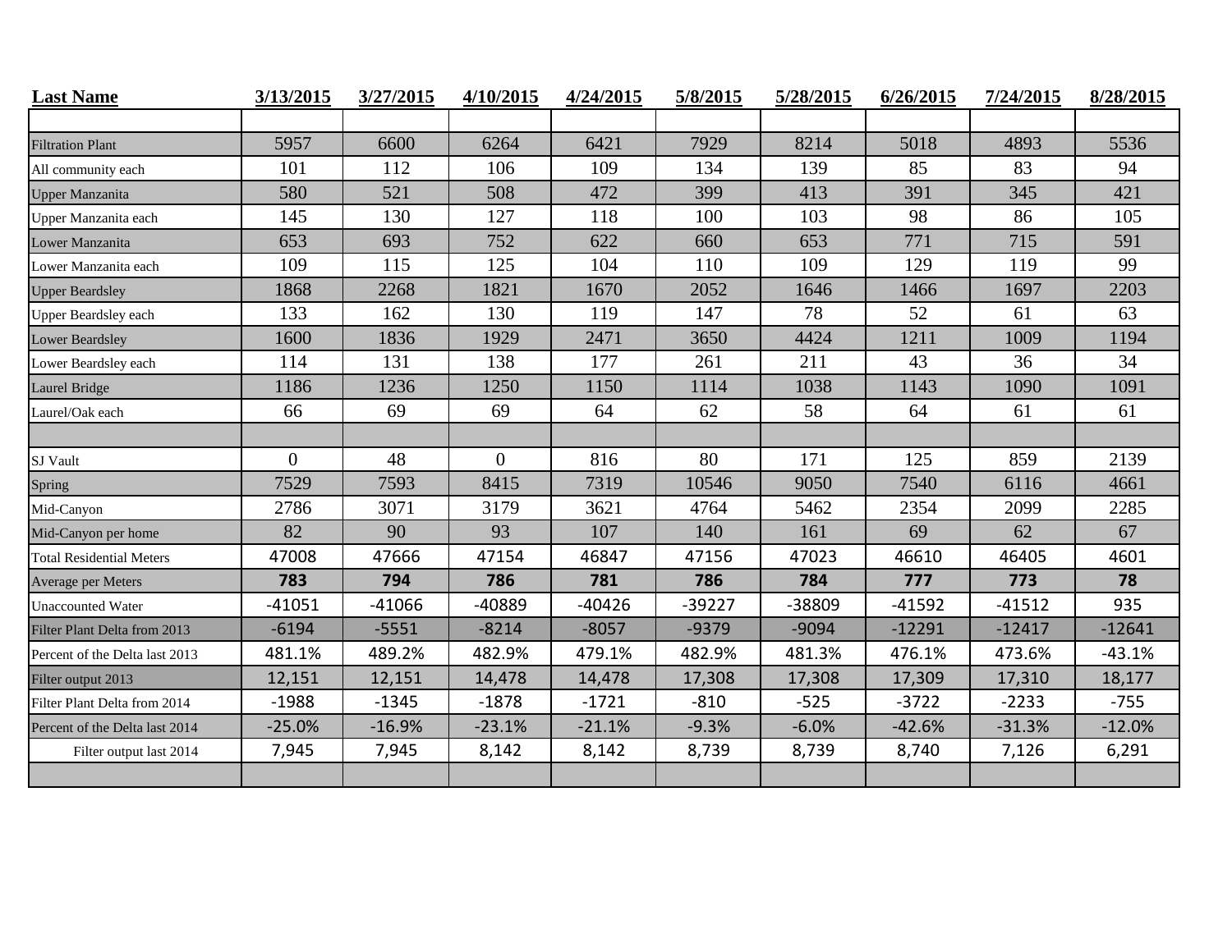| Last Name | 3/13/2015 | 3/27/2015 | 4/10/2015 | 4/24/2015 | 5/8/2015 | 5/28/2015 | 6/26/2015 | 7/24/2015 | 8/28/2015 |
|---|---|---|---|---|---|---|---|---|---|
| | | | | | | | | | |
| Filtration Plant | 5957 | 6600 | 6264 | 6421 | 7929 | 8214 | 5018 | 4893 | 5536 |
| All community each | 101 | 112 | 106 | 109 | 134 | 139 | 85 | 83 | 94 |
| Upper Manzanita | 580 | 521 | 508 | 472 | 399 | 413 | 391 | 345 | 421 |
| Upper Manzanita each | 145 | 130 | 127 | 118 | 100 | 103 | 98 | 86 | 105 |
| Lower Manzanita | 653 | 693 | 752 | 622 | 660 | 653 | 771 | 715 | 591 |
| Lower Manzanita each | 109 | 115 | 125 | 104 | 110 | 109 | 129 | 119 | 99 |
| Upper Beardsley | 1868 | 2268 | 1821 | 1670 | 2052 | 1646 | 1466 | 1697 | 2203 |
| Upper Beardsley each | 133 | 162 | 130 | 119 | 147 | 78 | 52 | 61 | 63 |
| Lower Beardsley | 1600 | 1836 | 1929 | 2471 | 3650 | 4424 | 1211 | 1009 | 1194 |
| Lower Beardsley each | 114 | 131 | 138 | 177 | 261 | 211 | 43 | 36 | 34 |
| Laurel Bridge | 1186 | 1236 | 1250 | 1150 | 1114 | 1038 | 1143 | 1090 | 1091 |
| Laurel/Oak each | 66 | 69 | 69 | 64 | 62 | 58 | 64 | 61 | 61 |
| | | | | | | | | | |
| SJ Vault | 0 | 48 | 0 | 816 | 80 | 171 | 125 | 859 | 2139 |
| Spring | 7529 | 7593 | 8415 | 7319 | 10546 | 9050 | 7540 | 6116 | 4661 |
| Mid-Canyon | 2786 | 3071 | 3179 | 3621 | 4764 | 5462 | 2354 | 2099 | 2285 |
| Mid-Canyon per home | 82 | 90 | 93 | 107 | 140 | 161 | 69 | 62 | 67 |
| Total Residential Meters | 47008 | 47666 | 47154 | 46847 | 47156 | 47023 | 46610 | 46405 | 4601 |
| Average per Meters | **783** | **794** | **786** | **781** | **786** | **784** | **777** | **773** | **78** |
| Unaccounted Water | -41051 | -41066 | -40889 | -40426 | -39227 | -38809 | -41592 | -41512 | 935 |
| Filter Plant Delta from 2013 | -6194 | -5551 | -8214 | -8057 | -9379 | -9094 | -12291 | -12417 | -12641 |
| Percent of the Delta last 2013 | 481.1% | 489.2% | 482.9% | 479.1% | 482.9% | 481.3% | 476.1% | 473.6% | -43.1% |
| Filter output 2013 | 12,151 | 12,151 | 14,478 | 14,478 | 17,308 | 17,308 | 17,309 | 17,310 | 18,177 |
| Filter Plant Delta from 2014 | -1988 | -1345 | -1878 | -1721 | -810 | -525 | -3722 | -2233 | -755 |
| Percent of the Delta last 2014 | -25.0% | -16.9% | -23.1% | -21.1% | -9.3% | -6.0% | -42.6% | -31.3% | -12.0% |
| Filter output last 2014 | 7,945 | 7,945 | 8,142 | 8,142 | 8,739 | 8,739 | 8,740 | 7,126 | 6,291 |
| | | | | | | | | | |